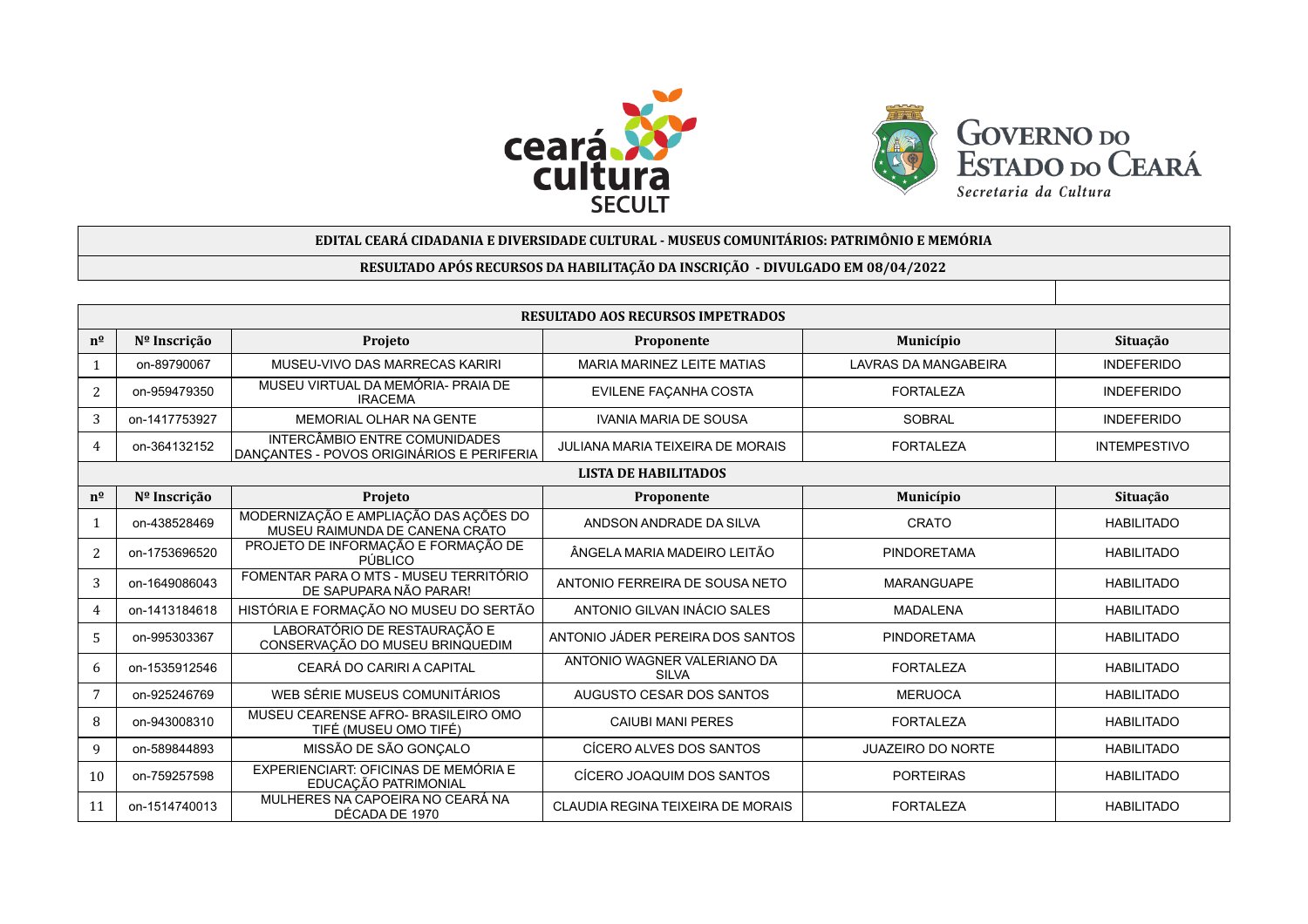**EDITAL CEARÁ CIDADANIA E DIVERSIDADE CULTURAL - MUSEUS COMUNITÁRIOS: PATRIMÔNIO E MEMÓRIA**

**RESULTADO APÓS RECURSOS DA HABILITAÇÃO DA INSCRIÇÃO - DIVULGADO EM 08/04/2022**

**RESULTADO AOS RECURSOS IMPETRADOS**

| nº | Nº Inscrição | Projeto | Proponente | Município | Situação |
|---|---|---|---|---|---|
| 1 | on-89790067 | MUSEU-VIVO DAS MARRECAS KARIRI | MARIA MARINEZ LEITE MATIAS | LAVRAS DA MANGABEIRA | INDEFERIDO |
| 2 | on-959479350 | MUSEU VIRTUAL DA MEMÓRIA- PRAIA DE IRACEMA | EVILENE FAÇANHA COSTA | FORTALEZA | INDEFERIDO |
| 3 | on-1417753927 | MEMORIAL OLHAR NA GENTE | IVANIA MARIA DE SOUSA | SOBRAL | INDEFERIDO |
| 4 | on-364132152 | INTERCÂMBIO ENTRE COMUNIDADES DANÇANTES - POVOS ORIGINÁRIOS E PERIFERIA | JULIANA MARIA TEIXEIRA DE MORAIS | FORTALEZA | INTEMPESTIVO |

**LISTA DE HABILITADOS**

| nº | Nº Inscrição | Projeto | Proponente | Município | Situação |
|---|---|---|---|---|---|
| 1 | on-438528469 | MODERNIZAÇÃO E AMPLIAÇÃO DAS AÇÕES DO MUSEU RAIMUNDA DE CANENA CRATO | ANDSON ANDRADE DA SILVA | CRATO | HABILITADO |
| 2 | on-1753696520 | PROJETO DE INFORMAÇÃO E FORMAÇÃO DE PÚBLICO | ÂNGELA MARIA MADEIRO LEITÃO | PINDORETAMA | HABILITADO |
| 3 | on-1649086043 | FOMENTAR PARA O MTS - MUSEU TERRITÓRIO DE SAPUPARA NÃO PARAR! | ANTONIO FERREIRA DE SOUSA NETO | MARANGUAPE | HABILITADO |
| 4 | on-1413184618 | HISTÓRIA E FORMAÇÃO NO MUSEU DO SERTÃO | ANTONIO GILVAN INÁCIO SALES | MADALENA | HABILITADO |
| 5 | on-995303367 | LABORATÓRIO DE RESTAURAÇÃO E CONSERVAÇÃO DO MUSEU BRINQUEDIM | ANTONIO JÁDER PEREIRA DOS SANTOS | PINDORETAMA | HABILITADO |
| 6 | on-1535912546 | CEARÁ DO CARIRI A CAPITAL | ANTONIO WAGNER VALERIANO DA SILVA | FORTALEZA | HABILITADO |
| 7 | on-925246769 | WEB SÉRIE MUSEUS COMUNITÁRIOS | AUGUSTO CESAR DOS SANTOS | MERUOCA | HABILITADO |
| 8 | on-943008310 | MUSEU CEARENSE AFRO- BRASILEIRO OMO TIFÉ (MUSEU OMO TIFÉ) | CAIUBI MANI PERES | FORTALEZA | HABILITADO |
| 9 | on-589844893 | MISSÃO DE SÃO GONÇALO | CÍCERO ALVES DOS SANTOS | JUAZEIRO DO NORTE | HABILITADO |
| 10 | on-759257598 | EXPERIENCIART: OFICINAS DE MEMÓRIA E EDUCAÇÃO PATRIMONIAL | CÍCERO JOAQUIM DOS SANTOS | PORTEIRAS | HABILITADO |
| 11 | on-1514740013 | MULHERES NA CAPOEIRA NO CEARÁ NA DÉCADA DE 1970 | CLAUDIA REGINA TEIXEIRA DE MORAIS | FORTALEZA | HABILITADO |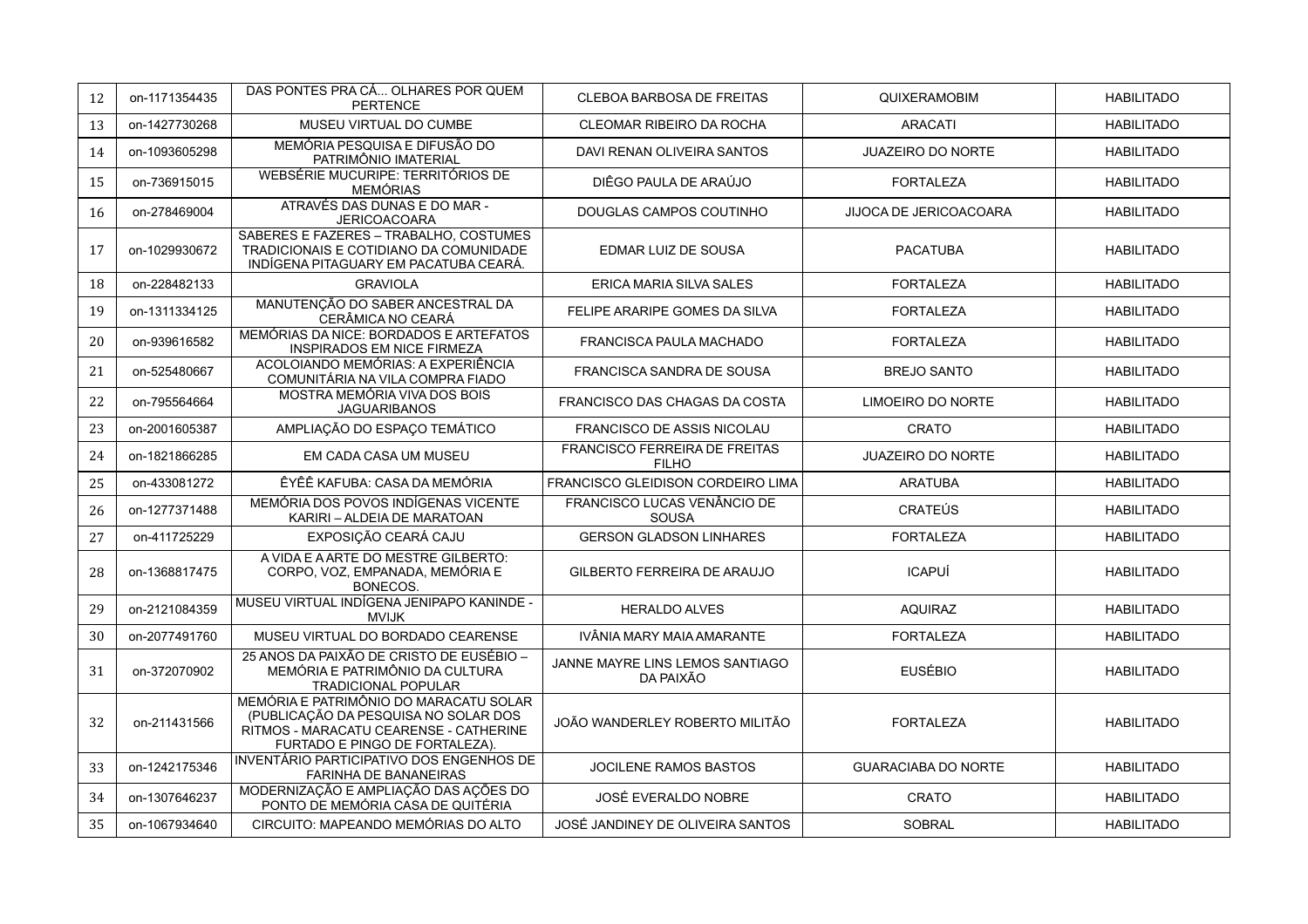| 12 | on-1171354435 | DAS PONTES PRA CÁ... OLHARES POR QUEM PERTENCE | CLEBOA BARBOSA DE FREITAS | QUIXERAMOBIM | HABILITADO |
|---|---|---|---|---|---|
| 13 | on-1427730268 | MUSEU VIRTUAL DO CUMBE | CLEOMAR RIBEIRO DA ROCHA | ARACATI | HABILITADO |
| 14 | on-1093605298 | MEMÓRIA PESQUISA E DIFUSÃO DO PATRIMÔNIO IMATERIAL | DAVI RENAN OLIVEIRA SANTOS | JUAZEIRO DO NORTE | HABILITADO |
| 15 | on-736915015 | WEBSÉRIE MUCURIPE: TERRITÓRIOS DE MEMÓRIAS | DIÊGO PAULA DE ARAÚJO | FORTALEZA | HABILITADO |
| 16 | on-278469004 | ATRAVÉS DAS DUNAS E DO MAR - JERICOACOARA | DOUGLAS CAMPOS COUTINHO | JIJOCA DE JERICOACOARA | HABILITADO |
| 17 | on-1029930672 | SABERES E FAZERES – TRABALHO, COSTUMES TRADICIONAIS E COTIDIANO DA COMUNIDADE INDÍGENA PITAGUARY EM PACATUBA CEARÁ. | EDMAR LUIZ DE SOUSA | PACATUBA | HABILITADO |
| 18 | on-228482133 | GRAVIOLA | ERICA MARIA SILVA SALES | FORTALEZA | HABILITADO |
| 19 | on-1311334125 | MANUTENÇÃO DO SABER ANCESTRAL DA CERÂMICA NO CEARÁ | FELIPE ARARIPE GOMES DA SILVA | FORTALEZA | HABILITADO |
| 20 | on-939616582 | MEMÓRIAS DA NICE: BORDADOS E ARTEFATOS INSPIRADOS EM NICE FIRMEZA | FRANCISCA PAULA MACHADO | FORTALEZA | HABILITADO |
| 21 | on-525480667 | ACOLOIANDO MEMÓRIAS: A EXPERIÊNCIA COMUNITÁRIA NA VILA COMPRA FIADO | FRANCISCA SANDRA DE SOUSA | BREJO SANTO | HABILITADO |
| 22 | on-795564664 | MOSTRA MEMÓRIA VIVA DOS BOIS JAGUARIBANOS | FRANCISCO DAS CHAGAS DA COSTA | LIMOEIRO DO NORTE | HABILITADO |
| 23 | on-2001605387 | AMPLIAÇÃO DO ESPAÇO TEMÁTICO | FRANCISCO DE ASSIS NICOLAU | CRATO | HABILITADO |
| 24 | on-1821866285 | EM CADA CASA UM MUSEU | FRANCISCO FERREIRA DE FREITAS FILHO | JUAZEIRO DO NORTE | HABILITADO |
| 25 | on-433081272 | ÊYÊÊ KAFUBA: CASA DA MEMÓRIA | FRANCISCO GLEIDISON CORDEIRO LIMA | ARATUBA | HABILITADO |
| 26 | on-1277371488 | MEMÓRIA DOS POVOS INDÍGENAS VICENTE KARIRI – ALDEIA DE MARATOAN | FRANCISCO LUCAS VENÂNCIO DE SOUSA | CRATEÚS | HABILITADO |
| 27 | on-411725229 | EXPOSIÇÃO CEARÁ CAJU | GERSON GLADSON LINHARES | FORTALEZA | HABILITADO |
| 28 | on-1368817475 | A VIDA E A ARTE DO MESTRE GILBERTO: CORPO, VOZ, EMPANADA, MEMÓRIA E BONECOS. | GILBERTO FERREIRA DE ARAUJO | ICAPUÍ | HABILITADO |
| 29 | on-2121084359 | MUSEU VIRTUAL INDÍGENA JENIPAPO KANINDE - MVIJK | HERALDO ALVES | AQUIRAZ | HABILITADO |
| 30 | on-2077491760 | MUSEU VIRTUAL DO BORDADO CEARENSE | IVÂNIA MARY MAIA AMARANTE | FORTALEZA | HABILITADO |
| 31 | on-372070902 | 25 ANOS DA PAIXÃO DE CRISTO DE EUSÉBIO – MEMÓRIA E PATRIMÔNIO DA CULTURA TRADICIONAL POPULAR | JANNE MAYRE LINS LEMOS SANTIAGO DA PAIXÃO | EUSÉBIO | HABILITADO |
| 32 | on-211431566 | MEMÓRIA E PATRIMÔNIO DO MARACATU SOLAR (PUBLICAÇÃO DA PESQUISA NO SOLAR DOS RITMOS - MARACATU CEARENSE - CATHERINE FURTADO E PINGO DE FORTALEZA). | JOÃO WANDERLEY ROBERTO MILITÃO | FORTALEZA | HABILITADO |
| 33 | on-1242175346 | INVENTÁRIO PARTICIPATIVO DOS ENGENHOS DE FARINHA DE BANANEIRAS | JOCILENE RAMOS BASTOS | GUARACIABA DO NORTE | HABILITADO |
| 34 | on-1307646237 | MODERNIZAÇÃO E AMPLIAÇÃO DAS AÇÕES DO PONTO DE MEMÓRIA CASA DE QUITÉRIA | JOSÉ EVERALDO NOBRE | CRATO | HABILITADO |
| 35 | on-1067934640 | CIRCUITO: MAPEANDO MEMÓRIAS DO ALTO | JOSÉ JANDINEY DE OLIVEIRA SANTOS | SOBRAL | HABILITADO |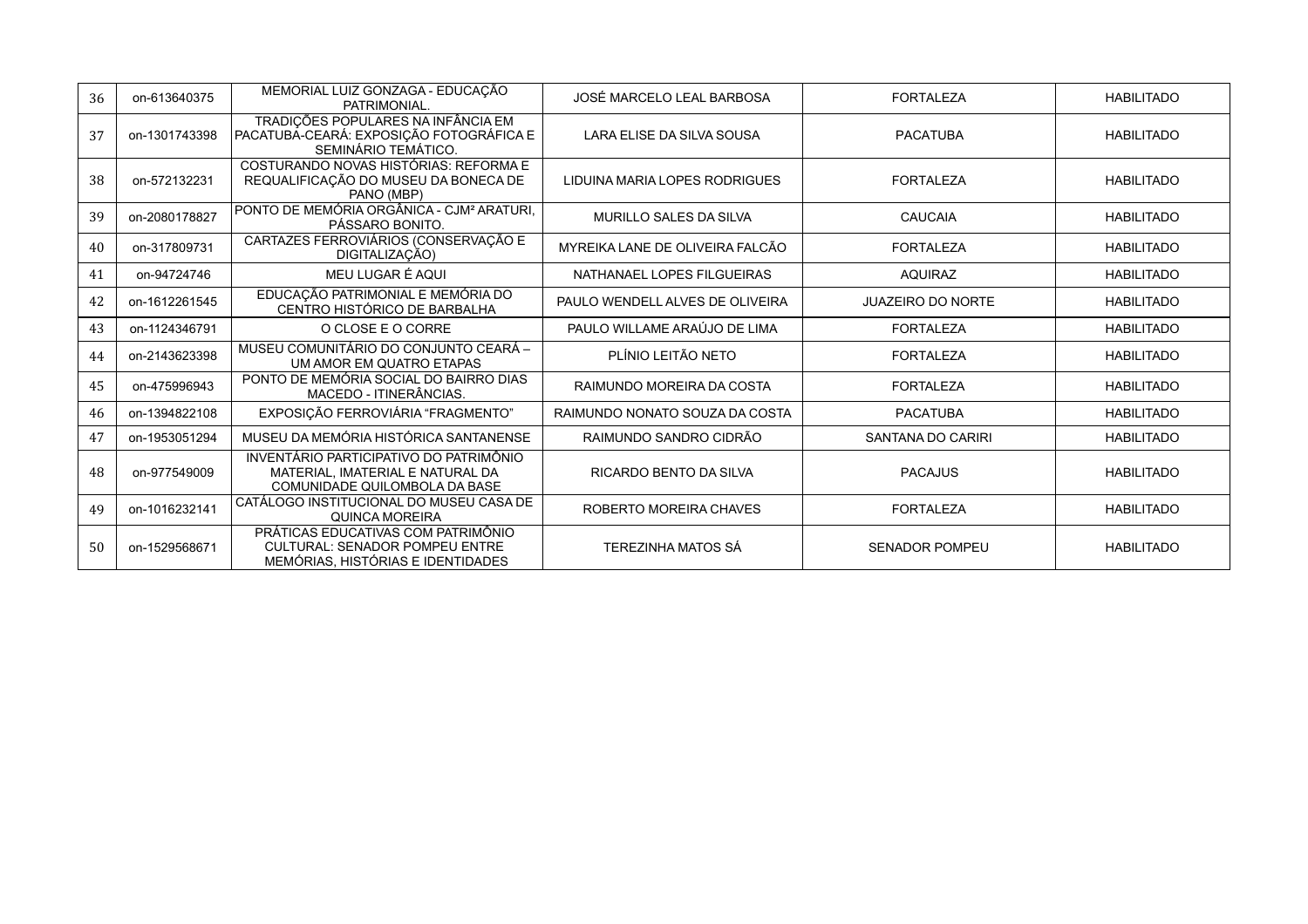| | | | | | |
|---|---|---|---|---|---|
| 36 | on-613640375 | MEMORIAL LUIZ GONZAGA - EDUCAÇÃO PATRIMONIAL. | JOSÉ MARCELO LEAL BARBOSA | FORTALEZA | HABILITADO |
| 37 | on-1301743398 | TRADIÇÕES POPULARES NA INFÂNCIA EM PACATUBA-CEARÁ: EXPOSIÇÃO FOTOGRÁFICA E SEMINÁRIO TEMÁTICO. | LARA ELISE DA SILVA SOUSA | PACATUBA | HABILITADO |
| 38 | on-572132231 | COSTURANDO NOVAS HISTÓRIAS: REFORMA E REQUALIFICAÇÃO DO MUSEU DA BONECA DE PANO (MBP) | LIDUINA MARIA LOPES RODRIGUES | FORTALEZA | HABILITADO |
| 39 | on-2080178827 | PONTO DE MEMÓRIA ORGÂNICA - CJM² ARATURI, PÁSSARO BONITO. | MURILLO SALES DA SILVA | CAUCAIA | HABILITADO |
| 40 | on-317809731 | CARTAZES FERROVIÁRIOS (CONSERVAÇÃO E DIGITALIZAÇÃO) | MYREIKA LANE DE OLIVEIRA FALCÃO | FORTALEZA | HABILITADO |
| 41 | on-94724746 | MEU LUGAR É AQUI | NATHANAEL LOPES FILGUEIRAS | AQUIRAZ | HABILITADO |
| 42 | on-1612261545 | EDUCAÇÃO PATRIMONIAL E MEMÓRIA DO CENTRO HISTÓRICO DE BARBALHA | PAULO WENDELL ALVES DE OLIVEIRA | JUAZEIRO DO NORTE | HABILITADO |
| 43 | on-1124346791 | O CLOSE E O CORRE | PAULO WILLAME ARAÚJO DE LIMA | FORTALEZA | HABILITADO |
| 44 | on-2143623398 | MUSEU COMUNITÁRIO DO CONJUNTO CEARÁ – UM AMOR EM QUATRO ETAPAS | PLÍNIO LEITÃO NETO | FORTALEZA | HABILITADO |
| 45 | on-475996943 | PONTO DE MEMÓRIA SOCIAL DO BAIRRO DIAS MACEDO - ITINERÂNCIAS. | RAIMUNDO MOREIRA DA COSTA | FORTALEZA | HABILITADO |
| 46 | on-1394822108 | EXPOSIÇÃO FERROVIÁRIA “FRAGMENTO” | RAIMUNDO NONATO SOUZA DA COSTA | PACATUBA | HABILITADO |
| 47 | on-1953051294 | MUSEU DA MEMÓRIA HISTÓRICA SANTANENSE | RAIMUNDO SANDRO CIDRÃO | SANTANA DO CARIRI | HABILITADO |
| 48 | on-977549009 | INVENTÁRIO PARTICIPATIVO DO PATRIMÔNIO MATERIAL, IMATERIAL E NATURAL DA COMUNIDADE QUILOMBOLA DA BASE | RICARDO BENTO DA SILVA | PACAJUS | HABILITADO |
| 49 | on-1016232141 | CATÁLOGO INSTITUCIONAL DO MUSEU CASA DE QUINCA MOREIRA | ROBERTO MOREIRA CHAVES | FORTALEZA | HABILITADO |
| 50 | on-1529568671 | PRÁTICAS EDUCATIVAS COM PATRIMÔNIO CULTURAL: SENADOR POMPEU ENTRE MEMÓRIAS, HISTÓRIAS E IDENTIDADES | TEREZINHA MATOS SÁ | SENADOR POMPEU | HABILITADO |